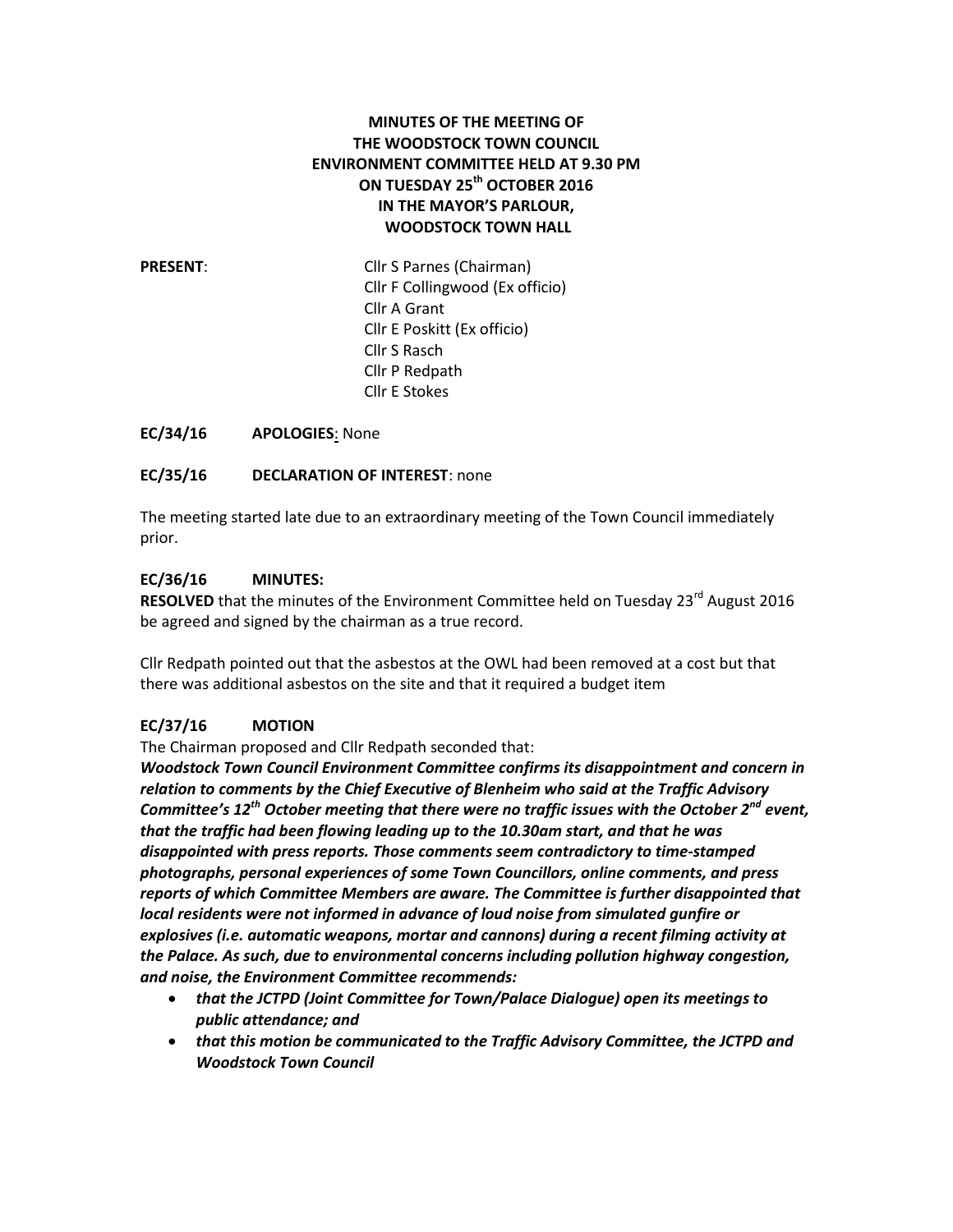# MINUTES OF THE MEETING OF THE WOODSTOCK TOWN COUNCIL ENVIRONMENT COMMITTEE HELD AT 9.30 PM ON TUESDAY 25th OCTOBER 2016 IN THE MAYOR'S PARLOUR, WOODSTOCK TOWN HALL

**PRESENT**:

Cllr S Parnes (Chairman)
Cllr F Collingwood (Ex officio)
Cllr A Grant
Cllr E Poskitt (Ex officio)
Cllr S Rasch
Cllr P Redpath
Cllr E Stokes

**EC/34/16 APOLOGIES**: None

**EC/35/16 DECLARATION OF INTEREST**: none

The meeting started late due to an extraordinary meeting of the Town Council immediately prior.

**EC/36/16 MINUTES:**

**RESOLVED** that the minutes of the Environment Committee held on Tuesday 23rd August 2016 be agreed and signed by the chairman as a true record.

Cllr Redpath pointed out that the asbestos at the OWL had been removed at a cost but that there was additional asbestos on the site and that it required a budget item

**EC/37/16 MOTION**

The Chairman proposed and Cllr Redpath seconded that:

***Woodstock Town Council Environment Committee confirms its disappointment and concern in relation to comments by the Chief Executive of Blenheim who said at the Traffic Advisory Committee's 12th October meeting that there were no traffic issues with the October 2nd event, that the traffic had been flowing leading up to the 10.30am start, and that he was disappointed with press reports. Those comments seem contradictory to time-stamped photographs, personal experiences of some Town Councillors, online comments, and press reports of which Committee Members are aware. The Committee is further disappointed that local residents were not informed in advance of loud noise from simulated gunfire or explosives (i.e. automatic weapons, mortar and cannons) during a recent filming activity at the Palace. As such, due to environmental concerns including pollution highway congestion, and noise, the Environment Committee recommends:***

- ***that the JCTPD (Joint Committee for Town/Palace Dialogue) open its meetings to public attendance; and***
- ***that this motion be communicated to the Traffic Advisory Committee, the JCTPD and Woodstock Town Council***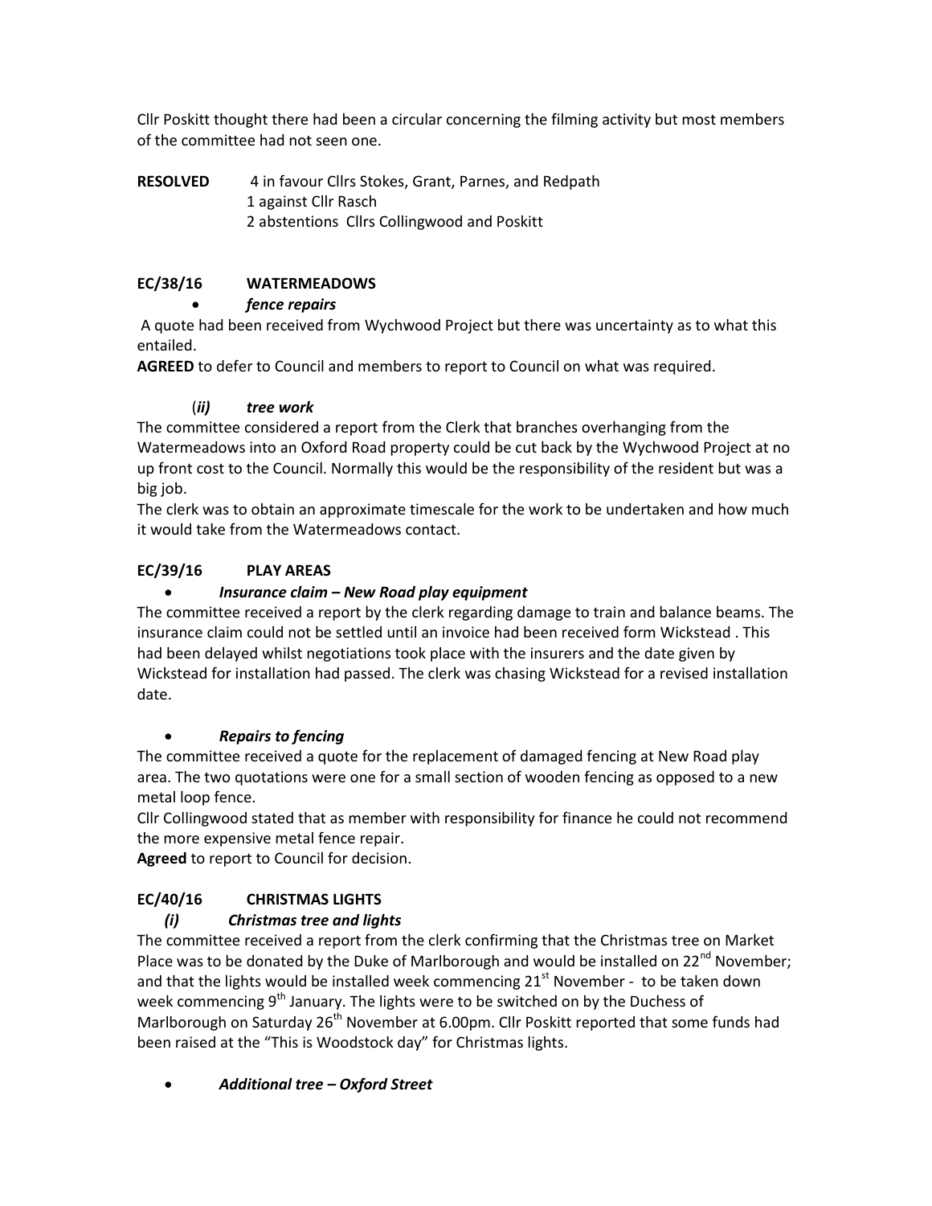Cllr Poskitt thought there had been a circular concerning the filming activity but most members of the committee had not seen one.

**RESOLVED** 4 in favour Cllrs Stokes, Grant, Parnes, and Redpath
1 against Cllr Rasch
2 abstentions Cllrs Collingwood and Poskitt

## EC/38/16 WATERMEADOWS

- ***fence repairs***

A quote had been received from Wychwood Project but there was uncertainty as to what this entailed.

**AGREED** to defer to Council and members to report to Council on what was required.

(***ii)*** ***tree work***

The committee considered a report from the Clerk that branches overhanging from the Watermeadows into an Oxford Road property could be cut back by the Wychwood Project at no up front cost to the Council. Normally this would be the responsibility of the resident but was a big job.

The clerk was to obtain an approximate timescale for the work to be undertaken and how much it would take from the Watermeadows contact.

## EC/39/16 PLAY AREAS

- ***Insurance claim – New Road play equipment***

The committee received a report by the clerk regarding damage to train and balance beams. The insurance claim could not be settled until an invoice had been received form Wickstead . This had been delayed whilst negotiations took place with the insurers and the date given by Wickstead for installation had passed. The clerk was chasing Wickstead for a revised installation date.

- ***Repairs to fencing***

The committee received a quote for the replacement of damaged fencing at New Road play area. The two quotations were one for a small section of wooden fencing as opposed to a new metal loop fence.

Cllr Collingwood stated that as member with responsibility for finance he could not recommend the more expensive metal fence repair.

**Agreed** to report to Council for decision.

## EC/40/16 CHRISTMAS LIGHTS

***(i) Christmas tree and lights***

The committee received a report from the clerk confirming that the Christmas tree on Market Place was to be donated by the Duke of Marlborough and would be installed on 22nd November; and that the lights would be installed week commencing 21st November - to be taken down week commencing 9th January. The lights were to be switched on by the Duchess of Marlborough on Saturday 26th November at 6.00pm. Cllr Poskitt reported that some funds had been raised at the "This is Woodstock day" for Christmas lights.

- ***Additional tree – Oxford Street***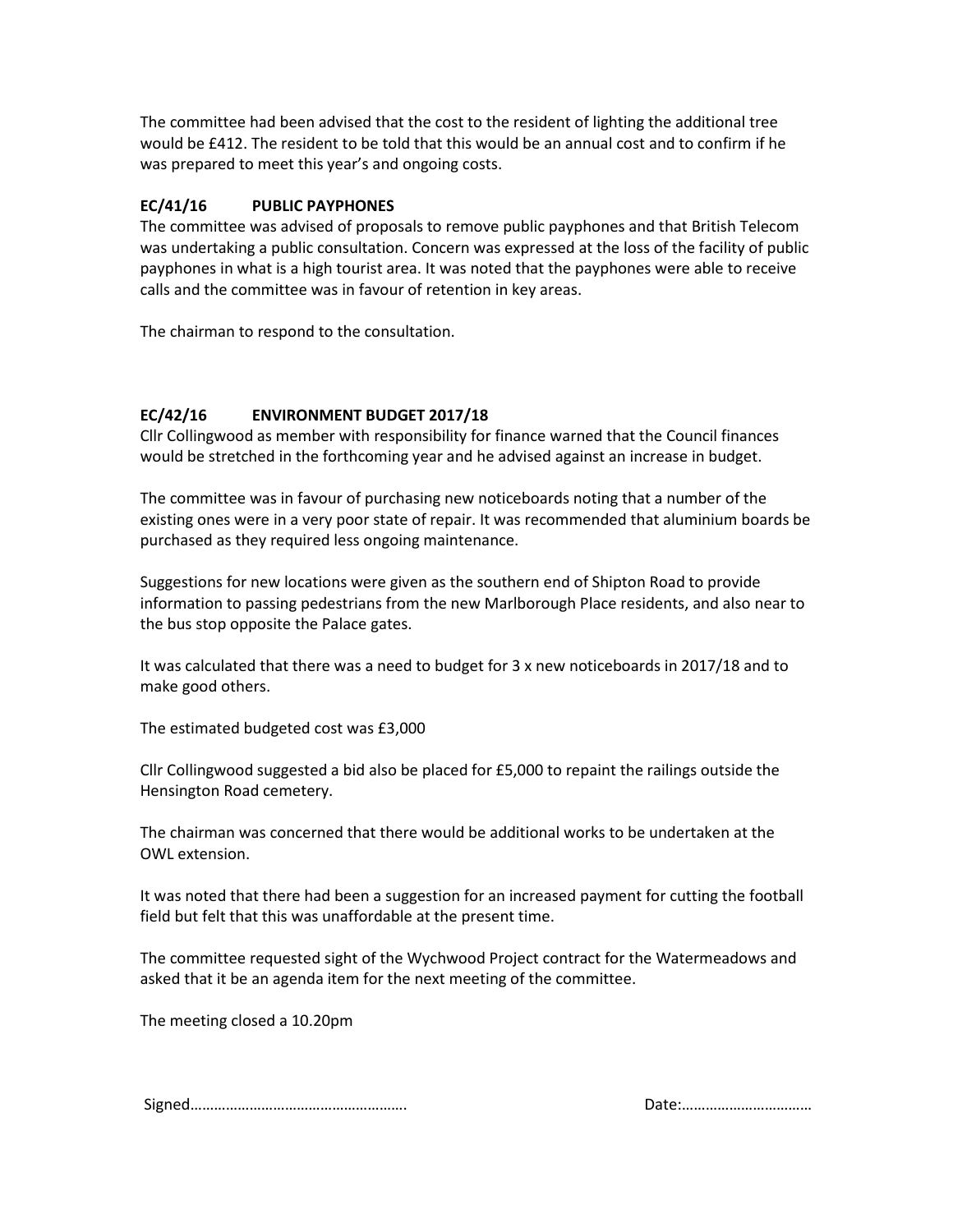The committee had been advised that the cost to the resident of lighting the additional tree would be £412. The resident to be told that this would be an annual cost and to confirm if he was prepared to meet this year's and ongoing costs.

**EC/41/16 PUBLIC PAYPHONES**

The committee was advised of proposals to remove public payphones and that British Telecom was undertaking a public consultation. Concern was expressed at the loss of the facility of public payphones in what is a high tourist area. It was noted that the payphones were able to receive calls and the committee was in favour of retention in key areas.

The chairman to respond to the consultation.

**EC/42/16 ENVIRONMENT BUDGET 2017/18**

Cllr Collingwood as member with responsibility for finance warned that the Council finances would be stretched in the forthcoming year and he advised against an increase in budget.

The committee was in favour of purchasing new noticeboards noting that a number of the existing ones were in a very poor state of repair. It was recommended that aluminium boards be purchased as they required less ongoing maintenance.

Suggestions for new locations were given as the southern end of Shipton Road to provide information to passing pedestrians from the new Marlborough Place residents, and also near to the bus stop opposite the Palace gates.

It was calculated that there was a need to budget for 3 x new noticeboards in 2017/18 and to make good others.

The estimated budgeted cost was £3,000

Cllr Collingwood suggested a bid also be placed for £5,000 to repaint the railings outside the Hensington Road cemetery.

The chairman was concerned that there would be additional works to be undertaken at the OWL extension.

It was noted that there had been a suggestion for an increased payment for cutting the football field but felt that this was unaffordable at the present time.

The committee requested sight of the Wychwood Project contract for the Watermeadows and asked that it be an agenda item for the next meeting of the committee.

The meeting closed a 10.20pm

Signed……………………………………………… Date:……………………………